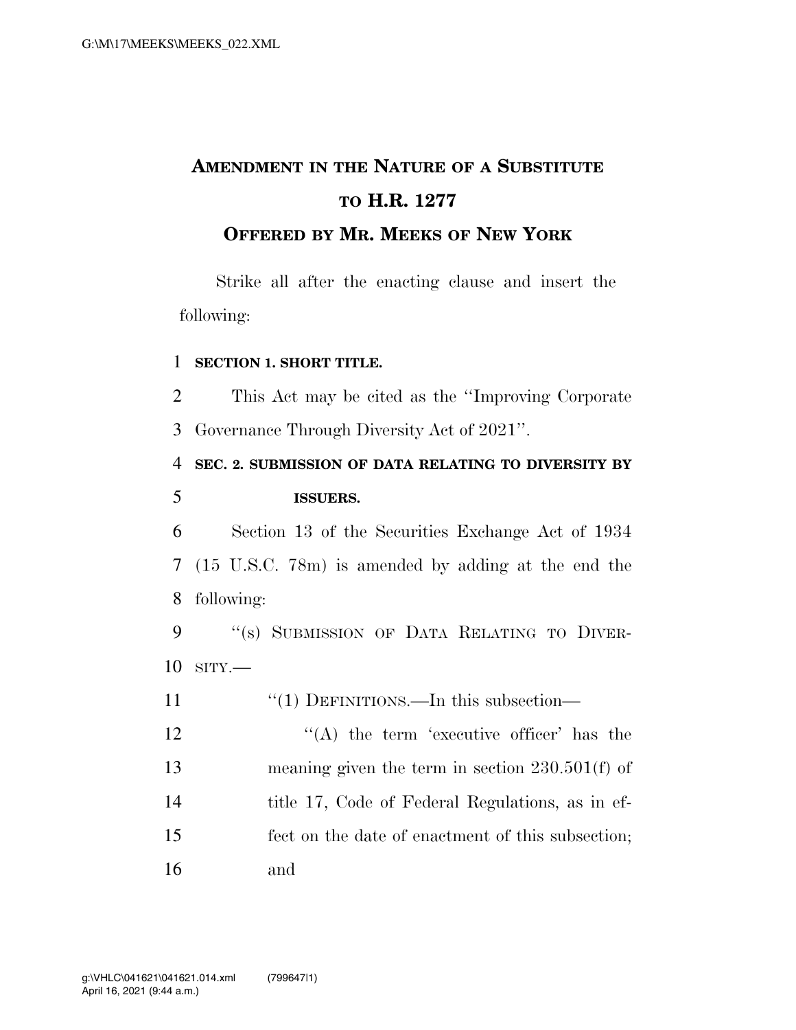# AMENDMENT IN THE NATURE OF A SUBSTITUTE TO H.R. 1277

## OFFERED BY MR. MEEKS OF NEW YORK

Strike all after the enacting clause and insert the following:

**SECTION 1. SHORT TITLE.**

This Act may be cited as the ''Improving Corporate Governance Through Diversity Act of 2021''.

**SEC. 2. SUBMISSION OF DATA RELATING TO DIVERSITY BY ISSUERS.**

Section 13 of the Securities Exchange Act of 1934 (15 U.S.C. 78m) is amended by adding at the end the following:

''(s) SUBMISSION OF DATA RELATING TO DIVERSITY.—

''(1) DEFINITIONS.—In this subsection—

''(A) the term 'executive officer' has the meaning given the term in section 230.501(f) of title 17, Code of Federal Regulations, as in effect on the date of enactment of this subsection; and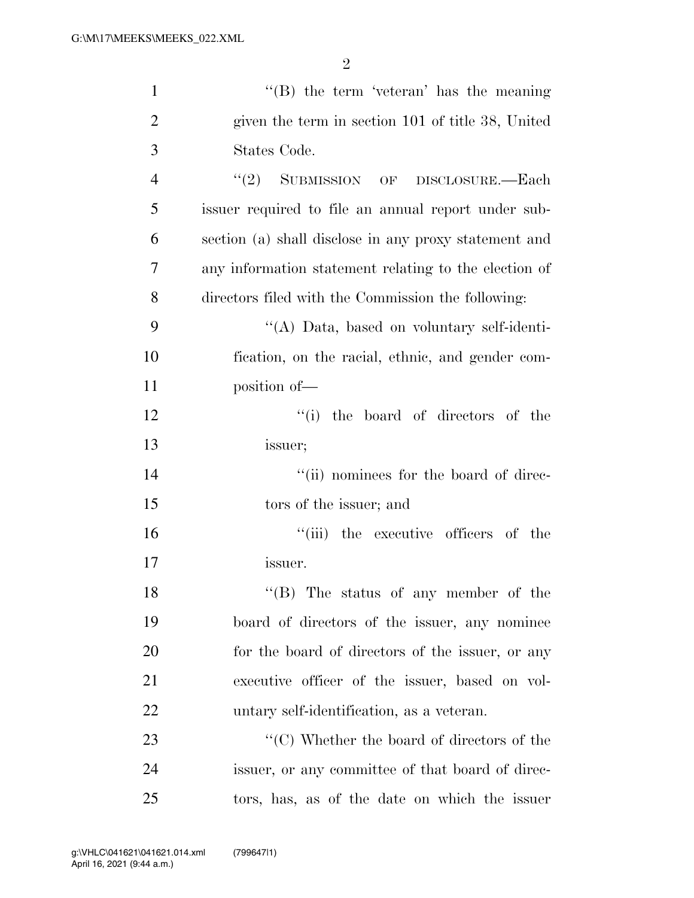"(B) the term 'veteran' has the meaning given the term in section 101 of title 38, United States Code.

"(2) SUBMISSION OF DISCLOSURE.—Each issuer required to file an annual report under subsection (a) shall disclose in any proxy statement and any information statement relating to the election of directors filed with the Commission the following:

"(A) Data, based on voluntary self-identification, on the racial, ethnic, and gender composition of—

"(i) the board of directors of the issuer;

"(ii) nominees for the board of directors of the issuer; and

"(iii) the executive officers of the issuer.

"(B) The status of any member of the board of directors of the issuer, any nominee for the board of directors of the issuer, or any executive officer of the issuer, based on voluntary self-identification, as a veteran.

"(C) Whether the board of directors of the issuer, or any committee of that board of directors, has, as of the date on which the issuer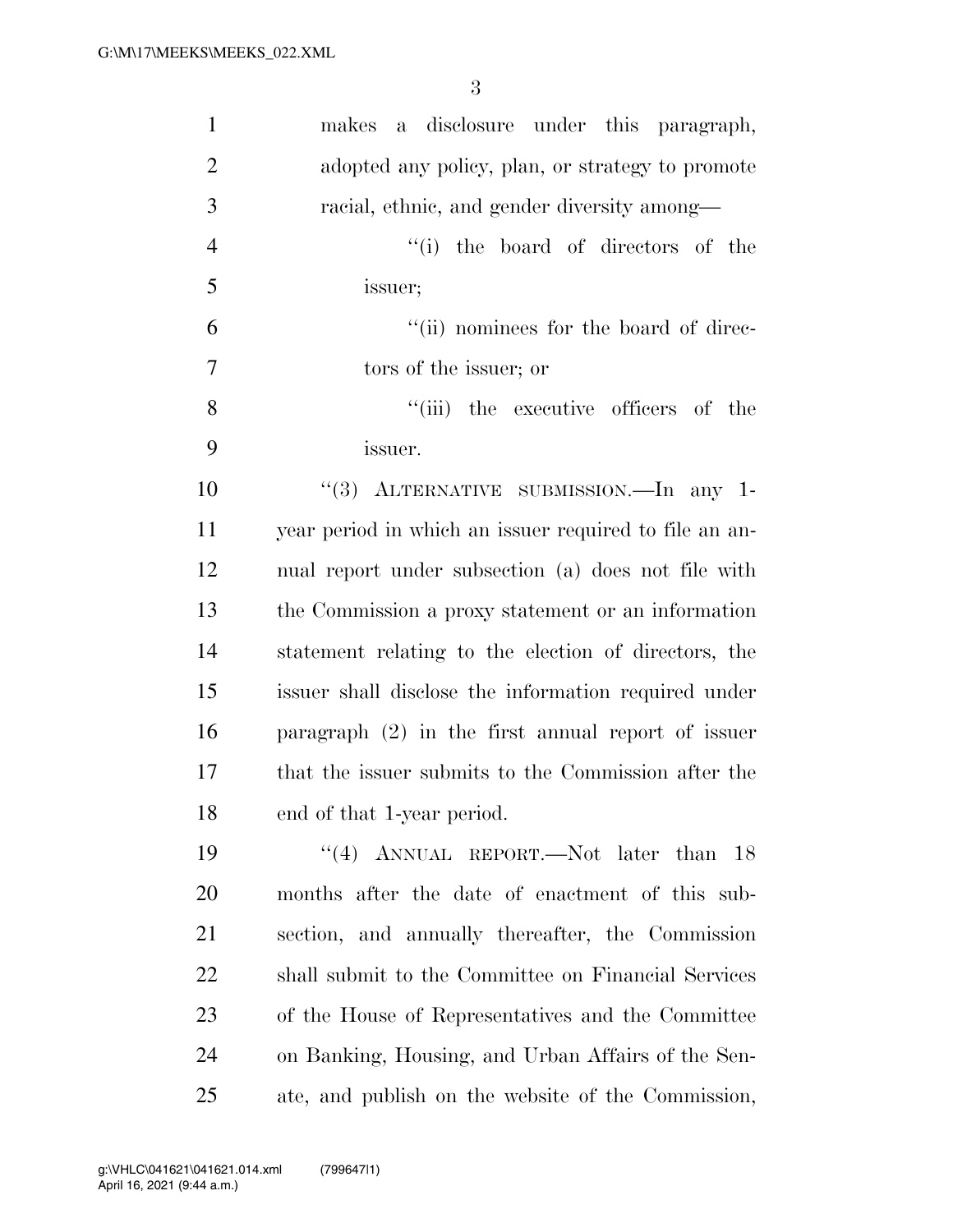makes a disclosure under this paragraph, adopted any policy, plan, or strategy to promote racial, ethnic, and gender diversity among—

''(i) the board of directors of the issuer;

''(ii) nominees for the board of directors of the issuer; or

''(iii) the executive officers of the issuer.

''(3) ALTERNATIVE SUBMISSION.—In any 1-year period in which an issuer required to file an annual report under subsection (a) does not file with the Commission a proxy statement or an information statement relating to the election of directors, the issuer shall disclose the information required under paragraph (2) in the first annual report of issuer that the issuer submits to the Commission after the end of that 1-year period.

''(4) ANNUAL REPORT.—Not later than 18 months after the date of enactment of this subsection, and annually thereafter, the Commission shall submit to the Committee on Financial Services of the House of Representatives and the Committee on Banking, Housing, and Urban Affairs of the Senate, and publish on the website of the Commission,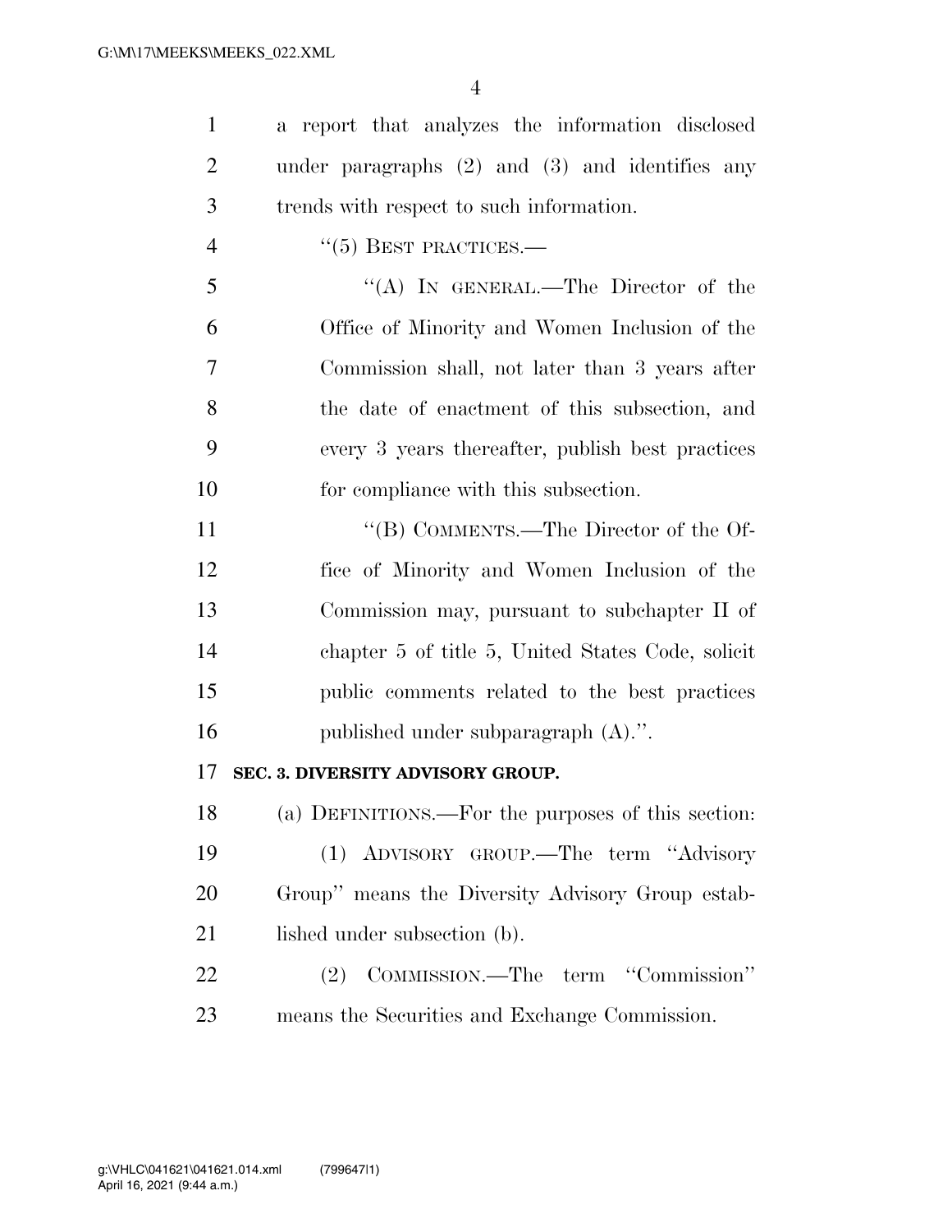a report that analyzes the information disclosed under paragraphs (2) and (3) and identifies any trends with respect to such information.

"(5) BEST PRACTICES.—

"(A) IN GENERAL.—The Director of the Office of Minority and Women Inclusion of the Commission shall, not later than 3 years after the date of enactment of this subsection, and every 3 years thereafter, publish best practices for compliance with this subsection.

"(B) COMMENTS.—The Director of the Office of Minority and Women Inclusion of the Commission may, pursuant to subchapter II of chapter 5 of title 5, United States Code, solicit public comments related to the best practices published under subparagraph (A).".

**SEC. 3. DIVERSITY ADVISORY GROUP.**

(a) DEFINITIONS.—For the purposes of this section:

(1) ADVISORY GROUP.—The term "Advisory Group" means the Diversity Advisory Group established under subsection (b).

(2) COMMISSION.—The term "Commission" means the Securities and Exchange Commission.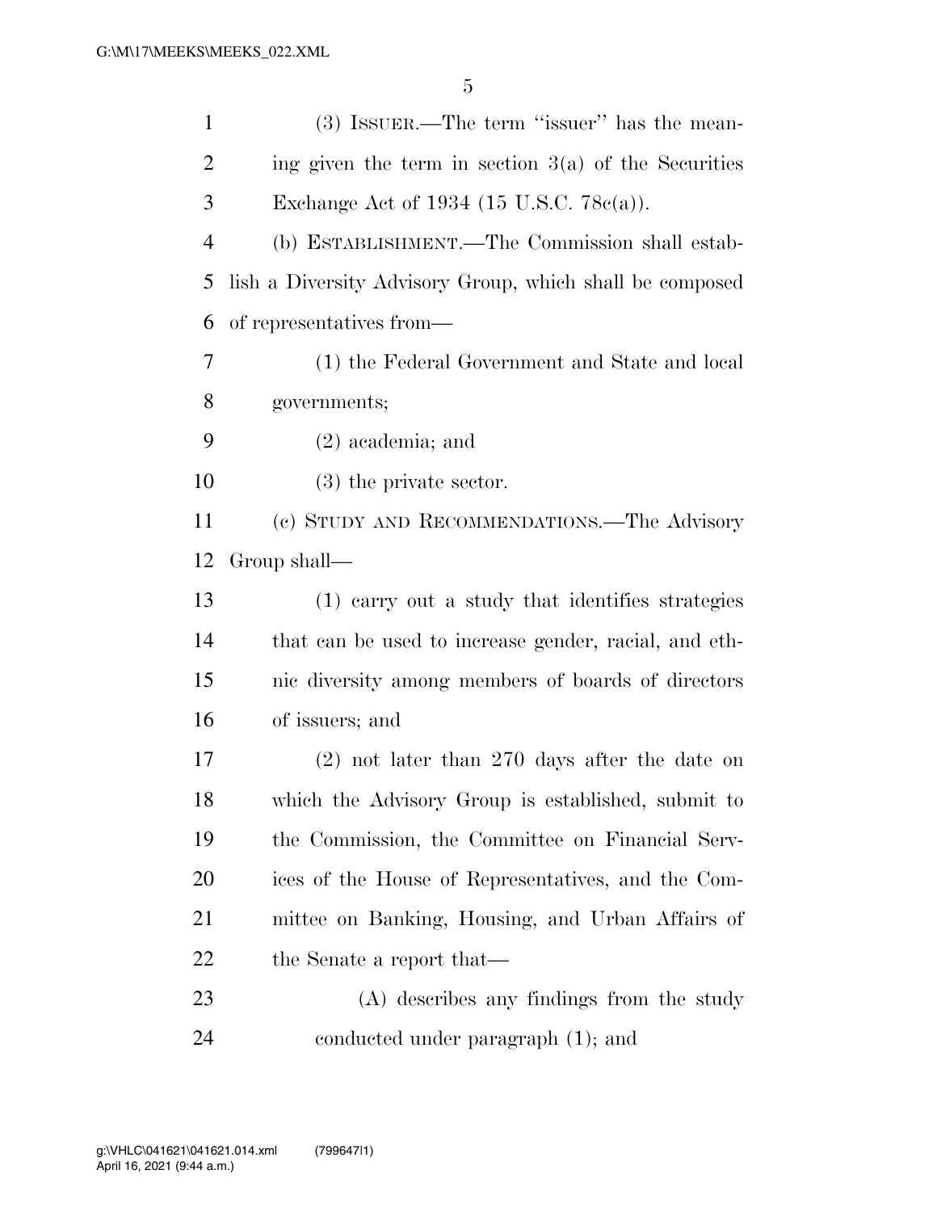(3) ISSUER.—The term "issuer" has the meaning given the term in section 3(a) of the Securities Exchange Act of 1934 (15 U.S.C. 78c(a)).

(b) ESTABLISHMENT.—The Commission shall establish a Diversity Advisory Group, which shall be composed of representatives from—

(1) the Federal Government and State and local governments;

(2) academia; and

(3) the private sector.

(c) STUDY AND RECOMMENDATIONS.—The Advisory Group shall—

(1) carry out a study that identifies strategies that can be used to increase gender, racial, and ethnic diversity among members of boards of directors of issuers; and

(2) not later than 270 days after the date on which the Advisory Group is established, submit to the Commission, the Committee on Financial Services of the House of Representatives, and the Committee on Banking, Housing, and Urban Affairs of the Senate a report that—

(A) describes any findings from the study conducted under paragraph (1); and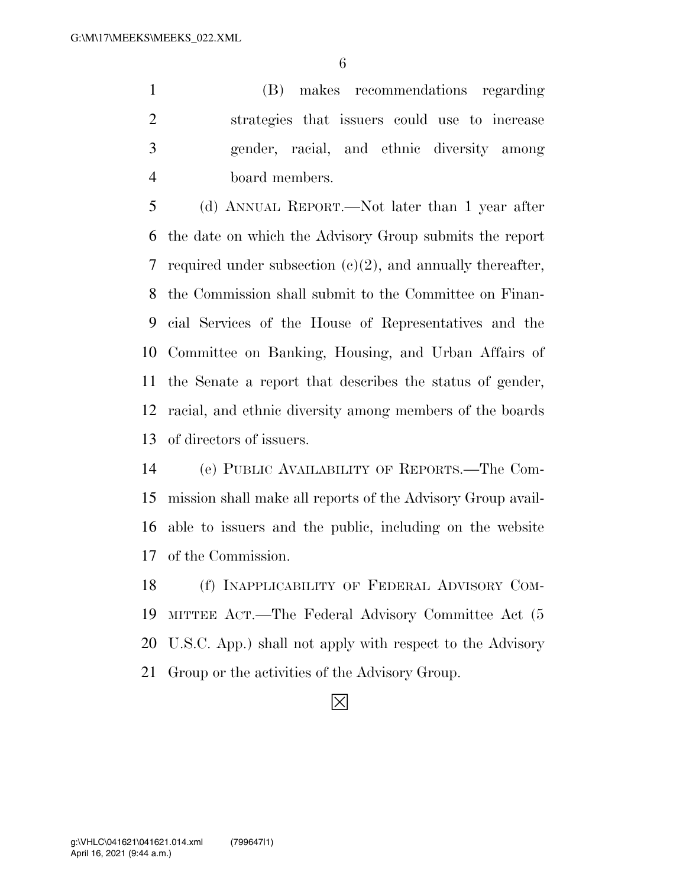(B) makes recommendations regarding strategies that issuers could use to increase gender, racial, and ethnic diversity among board members.

(d) ANNUAL REPORT.—Not later than 1 year after the date on which the Advisory Group submits the report required under subsection (c)(2), and annually thereafter, the Commission shall submit to the Committee on Financial Services of the House of Representatives and the Committee on Banking, Housing, and Urban Affairs of the Senate a report that describes the status of gender, racial, and ethnic diversity among members of the boards of directors of issuers.

(e) PUBLIC AVAILABILITY OF REPORTS.—The Commission shall make all reports of the Advisory Group available to issuers and the public, including on the website of the Commission.

(f) INAPPLICABILITY OF FEDERAL ADVISORY COMMITTEE ACT.—The Federal Advisory Committee Act (5 U.S.C. App.) shall not apply with respect to the Advisory Group or the activities of the Advisory Group.

☒